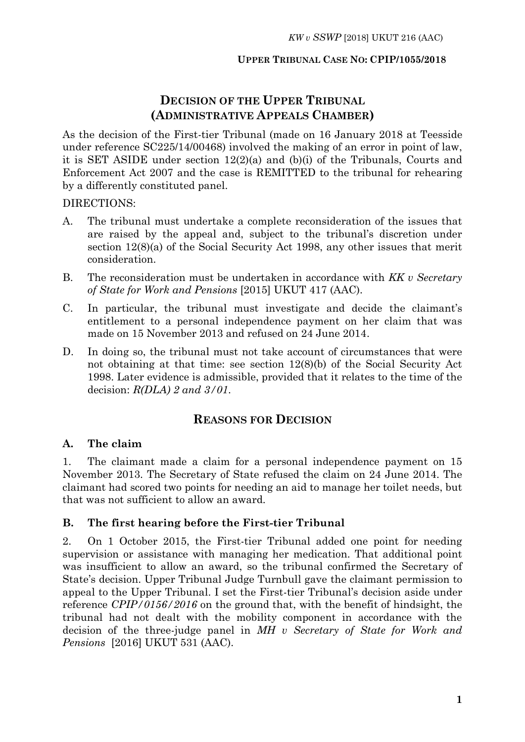*KW v SSWP* [2018] UKUT 216 (AAC)

**UPPER TRIBUNAL CASE NO: CPIP/1055/2018**

# DECISION OF THE UPPER TRIBUNAL (ADMINISTRATIVE APPEALS CHAMBER)

As the decision of the First-tier Tribunal (made on 16 January 2018 at Teesside under reference SC225/14/00468) involved the making of an error in point of law, it is SET ASIDE under section 12(2)(a) and (b)(i) of the Tribunals, Courts and Enforcement Act 2007 and the case is REMITTED to the tribunal for rehearing by a differently constituted panel.

DIRECTIONS:

A. The tribunal must undertake a complete reconsideration of the issues that are raised by the appeal and, subject to the tribunal's discretion under section 12(8)(a) of the Social Security Act 1998, any other issues that merit consideration.

B. The reconsideration must be undertaken in accordance with *KK v Secretary of State for Work and Pensions* [2015] UKUT 417 (AAC).

C. In particular, the tribunal must investigate and decide the claimant's entitlement to a personal independence payment on her claim that was made on 15 November 2013 and refused on 24 June 2014.

D. In doing so, the tribunal must not take account of circumstances that were not obtaining at that time: see section 12(8)(b) of the Social Security Act 1998. Later evidence is admissible, provided that it relates to the time of the decision: *R(DLA) 2 and 3/01*.

## REASONS FOR DECISION

### A. The claim

1. The claimant made a claim for a personal independence payment on 15 November 2013. The Secretary of State refused the claim on 24 June 2014. The claimant had scored two points for needing an aid to manage her toilet needs, but that was not sufficient to allow an award.

### B. The first hearing before the First-tier Tribunal

2. On 1 October 2015, the First-tier Tribunal added one point for needing supervision or assistance with managing her medication. That additional point was insufficient to allow an award, so the tribunal confirmed the Secretary of State's decision. Upper Tribunal Judge Turnbull gave the claimant permission to appeal to the Upper Tribunal. I set the First-tier Tribunal's decision aside under reference *CPIP/0156/2016* on the ground that, with the benefit of hindsight, the tribunal had not dealt with the mobility component in accordance with the decision of the three-judge panel in *MH v Secretary of State for Work and Pensions* [2016] UKUT 531 (AAC).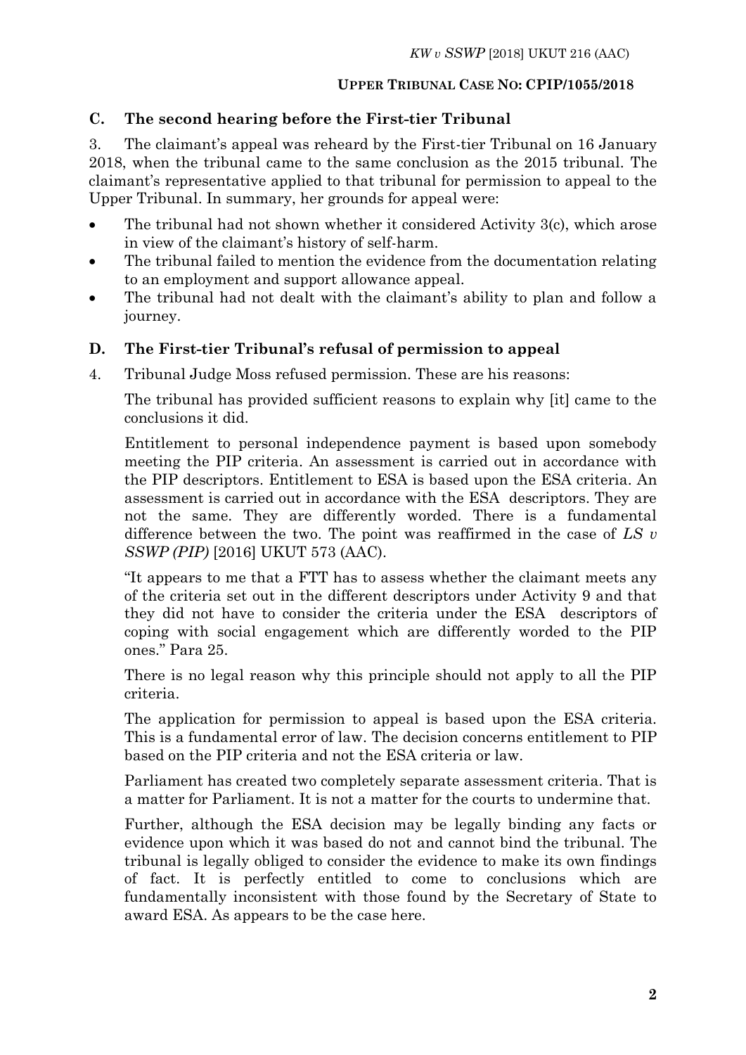## C. The second hearing before the First-tier Tribunal

3. The claimant's appeal was reheard by the First-tier Tribunal on 16 January 2018, when the tribunal came to the same conclusion as the 2015 tribunal. The claimant's representative applied to that tribunal for permission to appeal to the Upper Tribunal. In summary, her grounds for appeal were:

- The tribunal had not shown whether it considered Activity 3(c), which arose in view of the claimant's history of self-harm.
- The tribunal failed to mention the evidence from the documentation relating to an employment and support allowance appeal.
- The tribunal had not dealt with the claimant's ability to plan and follow a journey.

## D. The First-tier Tribunal's refusal of permission to appeal

4. Tribunal Judge Moss refused permission. These are his reasons:

> The tribunal has provided sufficient reasons to explain why [it] came to the conclusions it did.
>
> Entitlement to personal independence payment is based upon somebody meeting the PIP criteria. An assessment is carried out in accordance with the PIP descriptors. Entitlement to ESA is based upon the ESA criteria. An assessment is carried out in accordance with the ESA descriptors. They are not the same. They are differently worded. There is a fundamental difference between the two. The point was reaffirmed in the case of *LS v SSWP (PIP)* [2016] UKUT 573 (AAC).
>
> "It appears to me that a FTT has to assess whether the claimant meets any of the criteria set out in the different descriptors under Activity 9 and that they did not have to consider the criteria under the ESA descriptors of coping with social engagement which are differently worded to the PIP ones." Para 25.
>
> There is no legal reason why this principle should not apply to all the PIP criteria.
>
> The application for permission to appeal is based upon the ESA criteria. This is a fundamental error of law. The decision concerns entitlement to PIP based on the PIP criteria and not the ESA criteria or law.
>
> Parliament has created two completely separate assessment criteria. That is a matter for Parliament. It is not a matter for the courts to undermine that.
>
> Further, although the ESA decision may be legally binding any facts or evidence upon which it was based do not and cannot bind the tribunal. The tribunal is legally obliged to consider the evidence to make its own findings of fact. It is perfectly entitled to come to conclusions which are fundamentally inconsistent with those found by the Secretary of State to award ESA. As appears to be the case here.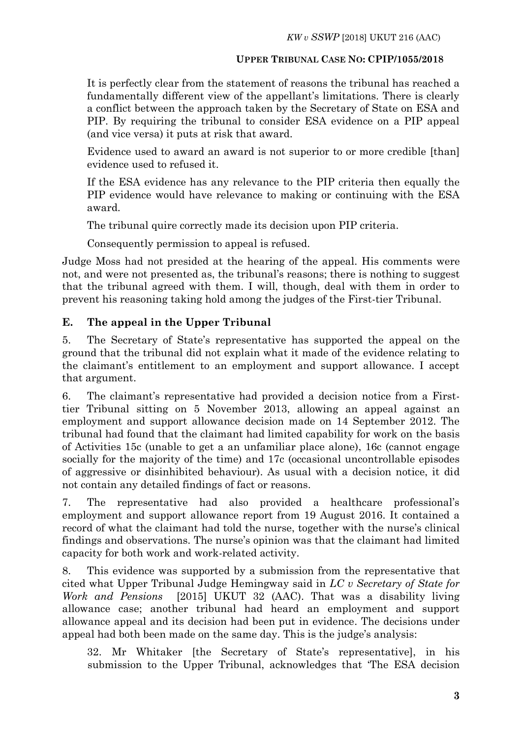> It is perfectly clear from the statement of reasons the tribunal has reached a fundamentally different view of the appellant's limitations. There is clearly a conflict between the approach taken by the Secretary of State on ESA and PIP. By requiring the tribunal to consider ESA evidence on a PIP appeal (and vice versa) it puts at risk that award.
>
> Evidence used to award an award is not superior to or more credible [than] evidence used to refused it.
>
> If the ESA evidence has any relevance to the PIP criteria then equally the PIP evidence would have relevance to making or continuing with the ESA award.
>
> The tribunal quire correctly made its decision upon PIP criteria.
>
> Consequently permission to appeal is refused.

Judge Moss had not presided at the hearing of the appeal. His comments were not, and were not presented as, the tribunal's reasons; there is nothing to suggest that the tribunal agreed with them. I will, though, deal with them in order to prevent his reasoning taking hold among the judges of the First-tier Tribunal.

## E. The appeal in the Upper Tribunal

5. The Secretary of State's representative has supported the appeal on the ground that the tribunal did not explain what it made of the evidence relating to the claimant's entitlement to an employment and support allowance. I accept that argument.

6. The claimant's representative had provided a decision notice from a First-tier Tribunal sitting on 5 November 2013, allowing an appeal against an employment and support allowance decision made on 14 September 2012. The tribunal had found that the claimant had limited capability for work on the basis of Activities 15c (unable to get a an unfamiliar place alone), 16c (cannot engage socially for the majority of the time) and 17c (occasional uncontrollable episodes of aggressive or disinhibited behaviour). As usual with a decision notice, it did not contain any detailed findings of fact or reasons.

7. The representative had also provided a healthcare professional's employment and support allowance report from 19 August 2016. It contained a record of what the claimant had told the nurse, together with the nurse's clinical findings and observations. The nurse's opinion was that the claimant had limited capacity for both work and work-related activity.

8. This evidence was supported by a submission from the representative that cited what Upper Tribunal Judge Hemingway said in *LC v Secretary of State for Work and Pensions* [2015] UKUT 32 (AAC). That was a disability living allowance case; another tribunal had heard an employment and support allowance appeal and its decision had been put in evidence. The decisions under appeal had both been made on the same day. This is the judge's analysis:

> 32. Mr Whitaker [the Secretary of State's representative], in his submission to the Upper Tribunal, acknowledges that 'The ESA decision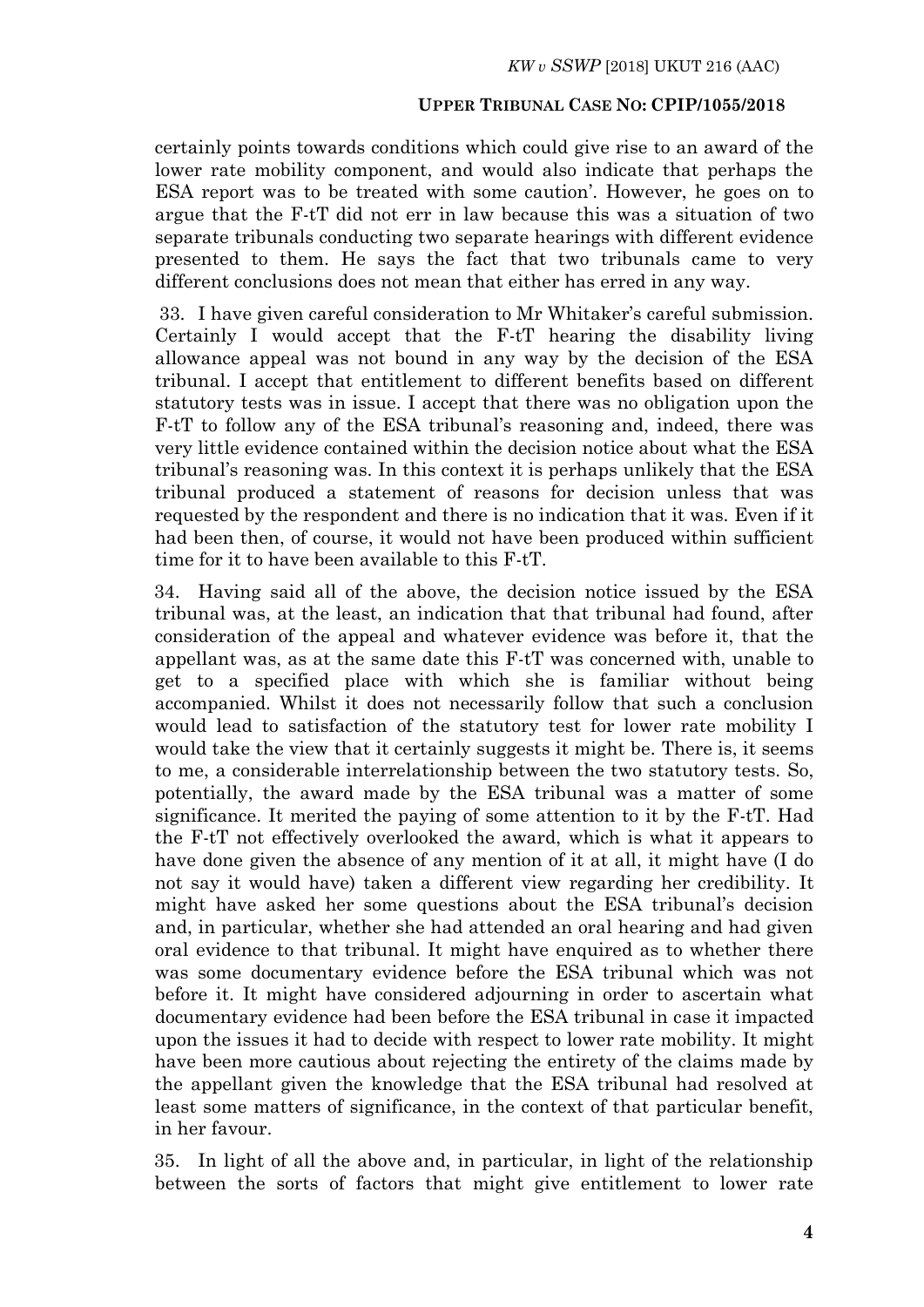certainly points towards conditions which could give rise to an award of the lower rate mobility component, and would also indicate that perhaps the ESA report was to be treated with some caution'. However, he goes on to argue that the F-tT did not err in law because this was a situation of two separate tribunals conducting two separate hearings with different evidence presented to them. He says the fact that two tribunals came to very different conclusions does not mean that either has erred in any way.

33. I have given careful consideration to Mr Whitaker's careful submission. Certainly I would accept that the F-tT hearing the disability living allowance appeal was not bound in any way by the decision of the ESA tribunal. I accept that entitlement to different benefits based on different statutory tests was in issue. I accept that there was no obligation upon the F-tT to follow any of the ESA tribunal's reasoning and, indeed, there was very little evidence contained within the decision notice about what the ESA tribunal's reasoning was. In this context it is perhaps unlikely that the ESA tribunal produced a statement of reasons for decision unless that was requested by the respondent and there is no indication that it was. Even if it had been then, of course, it would not have been produced within sufficient time for it to have been available to this F-tT.

34. Having said all of the above, the decision notice issued by the ESA tribunal was, at the least, an indication that that tribunal had found, after consideration of the appeal and whatever evidence was before it, that the appellant was, as at the same date this F-tT was concerned with, unable to get to a specified place with which she is familiar without being accompanied. Whilst it does not necessarily follow that such a conclusion would lead to satisfaction of the statutory test for lower rate mobility I would take the view that it certainly suggests it might be. There is, it seems to me, a considerable interrelationship between the two statutory tests. So, potentially, the award made by the ESA tribunal was a matter of some significance. It merited the paying of some attention to it by the F-tT. Had the F-tT not effectively overlooked the award, which is what it appears to have done given the absence of any mention of it at all, it might have (I do not say it would have) taken a different view regarding her credibility. It might have asked her some questions about the ESA tribunal's decision and, in particular, whether she had attended an oral hearing and had given oral evidence to that tribunal. It might have enquired as to whether there was some documentary evidence before the ESA tribunal which was not before it. It might have considered adjourning in order to ascertain what documentary evidence had been before the ESA tribunal in case it impacted upon the issues it had to decide with respect to lower rate mobility. It might have been more cautious about rejecting the entirety of the claims made by the appellant given the knowledge that the ESA tribunal had resolved at least some matters of significance, in the context of that particular benefit, in her favour.

35. In light of all the above and, in particular, in light of the relationship between the sorts of factors that might give entitlement to lower rate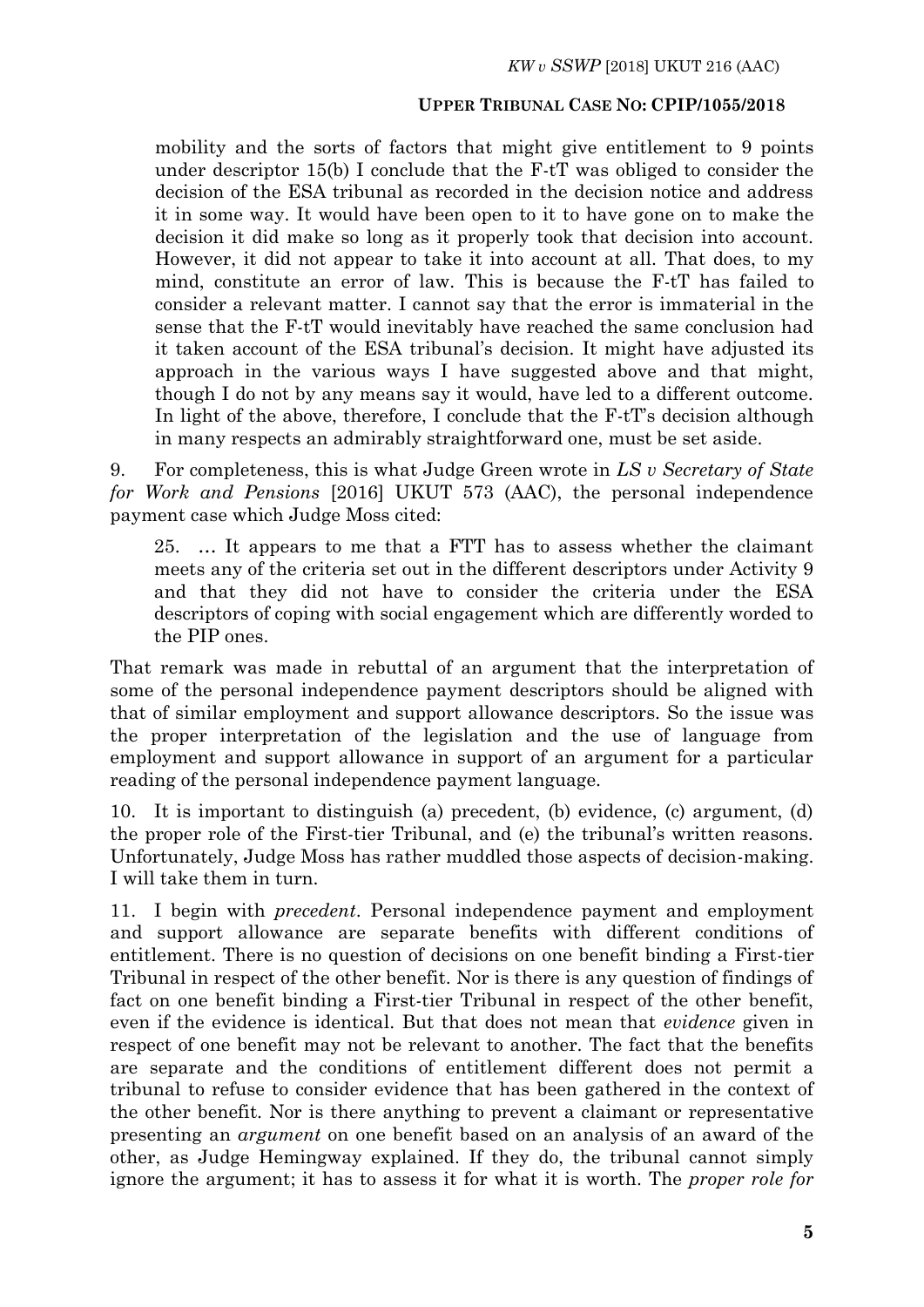mobility and the sorts of factors that might give entitlement to 9 points under descriptor 15(b) I conclude that the F-tT was obliged to consider the decision of the ESA tribunal as recorded in the decision notice and address it in some way. It would have been open to it to have gone on to make the decision it did make so long as it properly took that decision into account. However, it did not appear to take it into account at all. That does, to my mind, constitute an error of law. This is because the F-tT has failed to consider a relevant matter. I cannot say that the error is immaterial in the sense that the F-tT would inevitably have reached the same conclusion had it taken account of the ESA tribunal's decision. It might have adjusted its approach in the various ways I have suggested above and that might, though I do not by any means say it would, have led to a different outcome. In light of the above, therefore, I conclude that the F-tT's decision although in many respects an admirably straightforward one, must be set aside.

9. For completeness, this is what Judge Green wrote in *LS v Secretary of State for Work and Pensions* [2016] UKUT 573 (AAC), the personal independence payment case which Judge Moss cited:

> 25. … It appears to me that a FTT has to assess whether the claimant meets any of the criteria set out in the different descriptors under Activity 9 and that they did not have to consider the criteria under the ESA descriptors of coping with social engagement which are differently worded to the PIP ones.

That remark was made in rebuttal of an argument that the interpretation of some of the personal independence payment descriptors should be aligned with that of similar employment and support allowance descriptors. So the issue was the proper interpretation of the legislation and the use of language from employment and support allowance in support of an argument for a particular reading of the personal independence payment language.

10. It is important to distinguish (a) precedent, (b) evidence, (c) argument, (d) the proper role of the First-tier Tribunal, and (e) the tribunal's written reasons. Unfortunately, Judge Moss has rather muddled those aspects of decision-making. I will take them in turn.

11. I begin with *precedent*. Personal independence payment and employment and support allowance are separate benefits with different conditions of entitlement. There is no question of decisions on one benefit binding a First-tier Tribunal in respect of the other benefit. Nor is there is any question of findings of fact on one benefit binding a First-tier Tribunal in respect of the other benefit, even if the evidence is identical. But that does not mean that *evidence* given in respect of one benefit may not be relevant to another. The fact that the benefits are separate and the conditions of entitlement different does not permit a tribunal to refuse to consider evidence that has been gathered in the context of the other benefit. Nor is there anything to prevent a claimant or representative presenting an *argument* on one benefit based on an analysis of an award of the other, as Judge Hemingway explained. If they do, the tribunal cannot simply ignore the argument; it has to assess it for what it is worth. The *proper role for*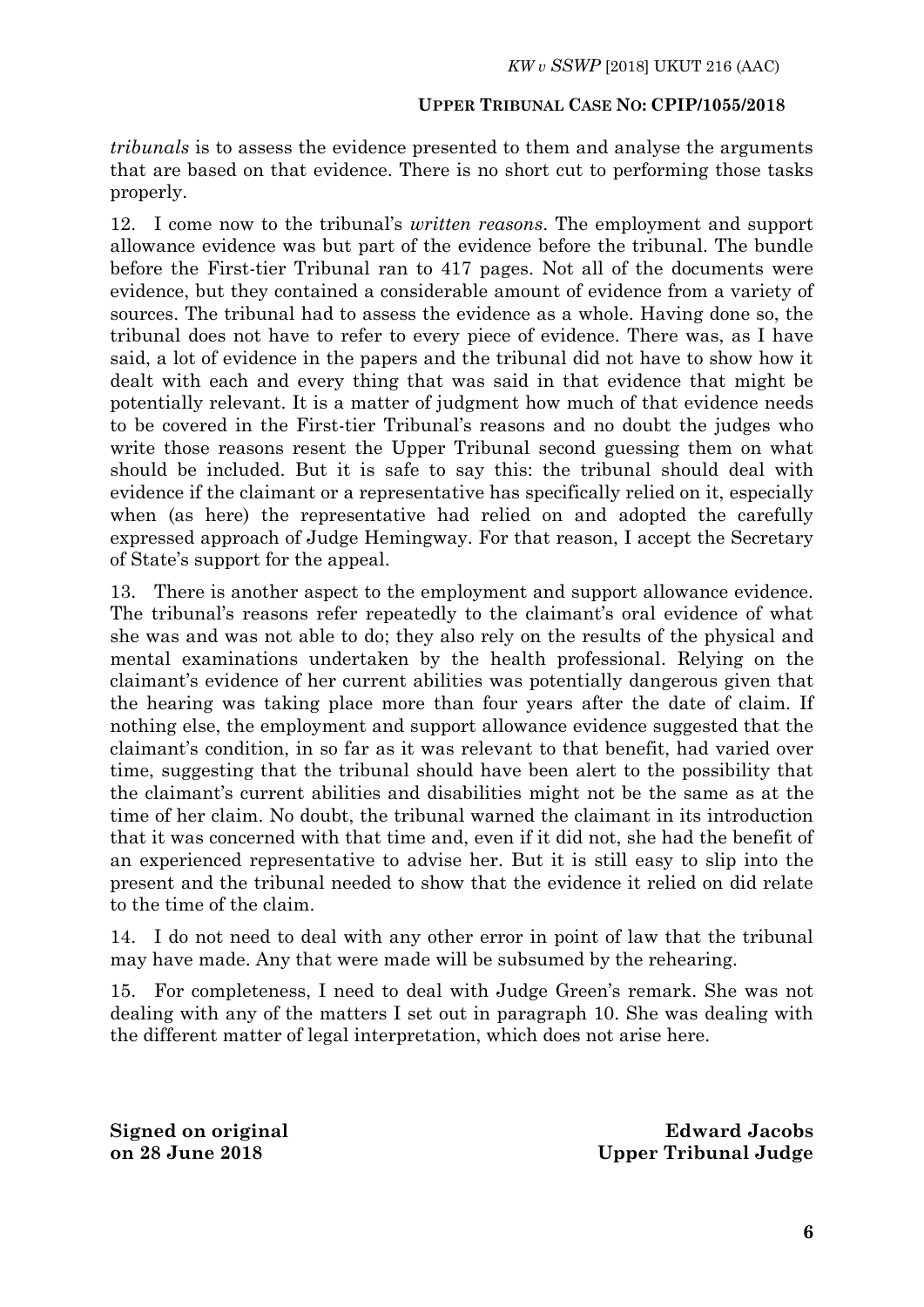*tribunals* is to assess the evidence presented to them and analyse the arguments that are based on that evidence. There is no short cut to performing those tasks properly.

12. I come now to the tribunal's *written reasons*. The employment and support allowance evidence was but part of the evidence before the tribunal. The bundle before the First-tier Tribunal ran to 417 pages. Not all of the documents were evidence, but they contained a considerable amount of evidence from a variety of sources. The tribunal had to assess the evidence as a whole. Having done so, the tribunal does not have to refer to every piece of evidence. There was, as I have said, a lot of evidence in the papers and the tribunal did not have to show how it dealt with each and every thing that was said in that evidence that might be potentially relevant. It is a matter of judgment how much of that evidence needs to be covered in the First-tier Tribunal's reasons and no doubt the judges who write those reasons resent the Upper Tribunal second guessing them on what should be included. But it is safe to say this: the tribunal should deal with evidence if the claimant or a representative has specifically relied on it, especially when (as here) the representative had relied on and adopted the carefully expressed approach of Judge Hemingway. For that reason, I accept the Secretary of State's support for the appeal.

13. There is another aspect to the employment and support allowance evidence. The tribunal's reasons refer repeatedly to the claimant's oral evidence of what she was and was not able to do; they also rely on the results of the physical and mental examinations undertaken by the health professional. Relying on the claimant's evidence of her current abilities was potentially dangerous given that the hearing was taking place more than four years after the date of claim. If nothing else, the employment and support allowance evidence suggested that the claimant's condition, in so far as it was relevant to that benefit, had varied over time, suggesting that the tribunal should have been alert to the possibility that the claimant's current abilities and disabilities might not be the same as at the time of her claim. No doubt, the tribunal warned the claimant in its introduction that it was concerned with that time and, even if it did not, she had the benefit of an experienced representative to advise her. But it is still easy to slip into the present and the tribunal needed to show that the evidence it relied on did relate to the time of the claim.

14. I do not need to deal with any other error in point of law that the tribunal may have made. Any that were made will be subsumed by the rehearing.

15. For completeness, I need to deal with Judge Green's remark. She was not dealing with any of the matters I set out in paragraph 10. She was dealing with the different matter of legal interpretation, which does not arise here.

**Signed on original**
**on 28 June 2018**

**Edward Jacobs**
**Upper Tribunal Judge**